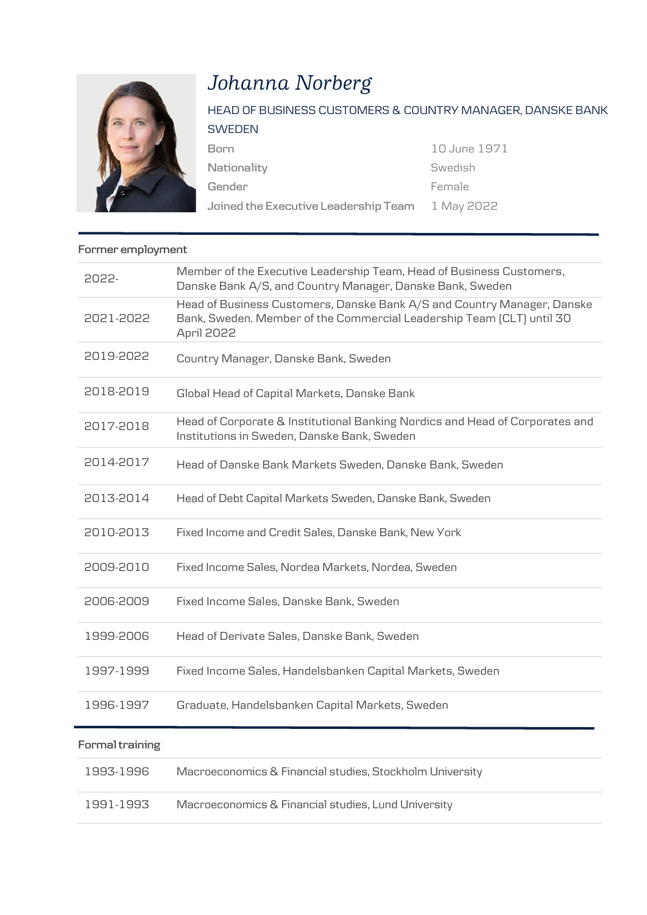# *Johanna Norberg*

HEAD OF BUSINESS CUSTOMERS & COUNTRY MANAGER, DANSKE BANK SWEDEN

| | |
|---|---|
| Born | 10 June 1971 |
| Nationality | Swedish |
| Gender | Female |
| Joined the Executive Leadership Team | 1 May 2022 |

## Former employment

| | |
|---|---|
| 2022- | Member of the Executive Leadership Team, Head of Business Customers, Danske Bank A/S, and Country Manager, Danske Bank, Sweden |
| 2021-2022 | Head of Business Customers, Danske Bank A/S and Country Manager, Danske Bank, Sweden. Member of the Commercial Leadership Team (CLT) until 30 April 2022 |
| 2019-2022 | Country Manager, Danske Bank, Sweden |
| 2018-2019 | Global Head of Capital Markets, Danske Bank |
| 2017-2018 | Head of Corporate & Institutional Banking Nordics and Head of Corporates and Institutions in Sweden, Danske Bank, Sweden |
| 2014-2017 | Head of Danske Bank Markets Sweden, Danske Bank, Sweden |
| 2013-2014 | Head of Debt Capital Markets Sweden, Danske Bank, Sweden |
| 2010-2013 | Fixed Income and Credit Sales, Danske Bank, New York |
| 2009-2010 | Fixed Income Sales, Nordea Markets, Nordea, Sweden |
| 2006-2009 | Fixed Income Sales, Danske Bank, Sweden |
| 1999-2006 | Head of Derivate Sales, Danske Bank, Sweden |
| 1997-1999 | Fixed Income Sales, Handelsbanken Capital Markets, Sweden |
| 1996-1997 | Graduate, Handelsbanken Capital Markets, Sweden |

## Formal training

| | |
|---|---|
| 1993-1996 | Macroeconomics & Financial studies, Stockholm University |
| 1991-1993 | Macroeconomics & Financial studies, Lund University |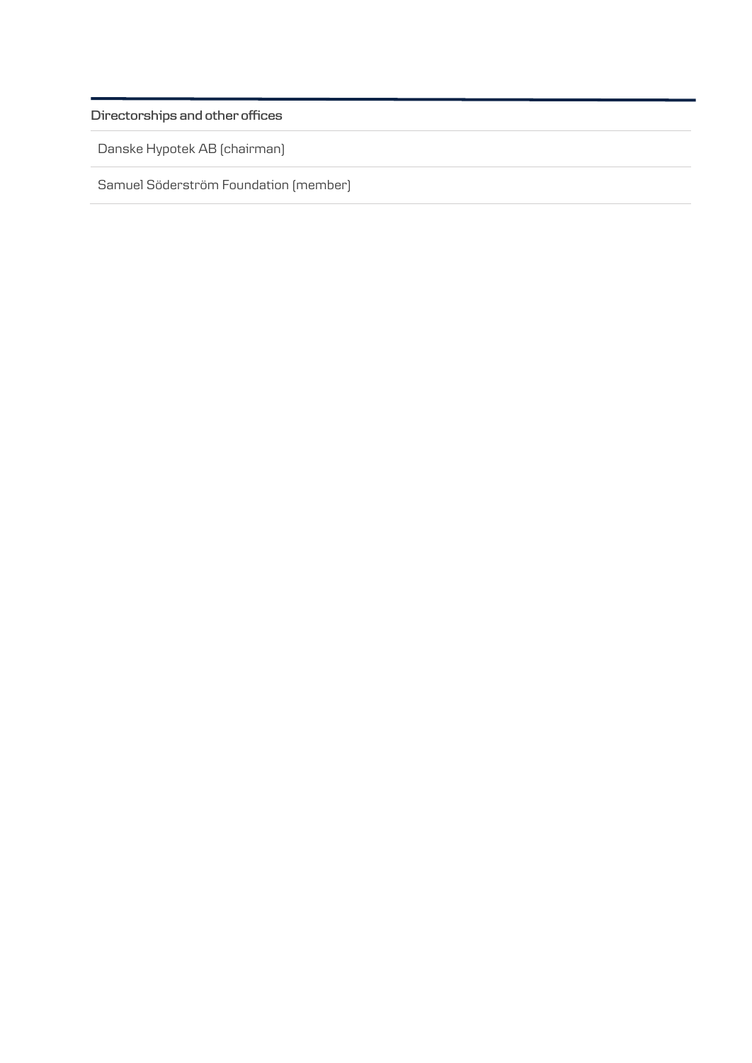| Directorships and other offices |
| --- |
| Danske Hypotek AB (chairman) |
| Samuel Söderström Foundation (member) |